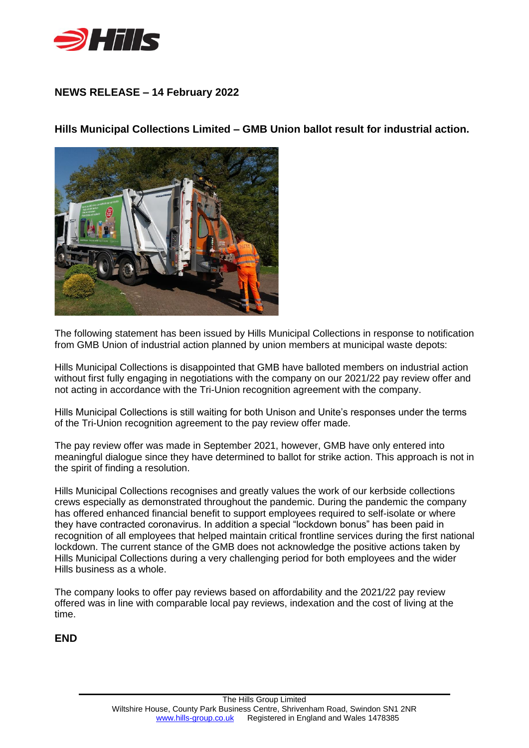## NEWS RELEASE – 14 February 2022

### Hills Municipal Collections Limited – GMB Union ballot result for industrial action.

The following statement has been issued by Hills Municipal Collections in response to notification from GMB Union of industrial action planned by union members at municipal waste depots:

Hills Municipal Collections is disappointed that GMB have balloted members on industrial action without first fully engaging in negotiations with the company on our 2021/22 pay review offer and not acting in accordance with the Tri-Union recognition agreement with the company.

Hills Municipal Collections is still waiting for both Unison and Unite's responses under the terms of the Tri-Union recognition agreement to the pay review offer made.

The pay review offer was made in September 2021, however, GMB have only entered into meaningful dialogue since they have determined to ballot for strike action. This approach is not in the spirit of finding a resolution.

Hills Municipal Collections recognises and greatly values the work of our kerbside collections crews especially as demonstrated throughout the pandemic. During the pandemic the company has offered enhanced financial benefit to support employees required to self-isolate or where they have contracted coronavirus. In addition a special "lockdown bonus" has been paid in recognition of all employees that helped maintain critical frontline services during the first national lockdown. The current stance of the GMB does not acknowledge the positive actions taken by Hills Municipal Collections during a very challenging period for both employees and the wider Hills business as a whole.

The company looks to offer pay reviews based on affordability and the 2021/22 pay review offered was in line with comparable local pay reviews, indexation and the cost of living at the time.

**END**

The Hills Group Limited
Wiltshire House, County Park Business Centre, Shrivenham Road, Swindon SN1 2NR
www.hills-group.co.uk Registered in England and Wales 1478385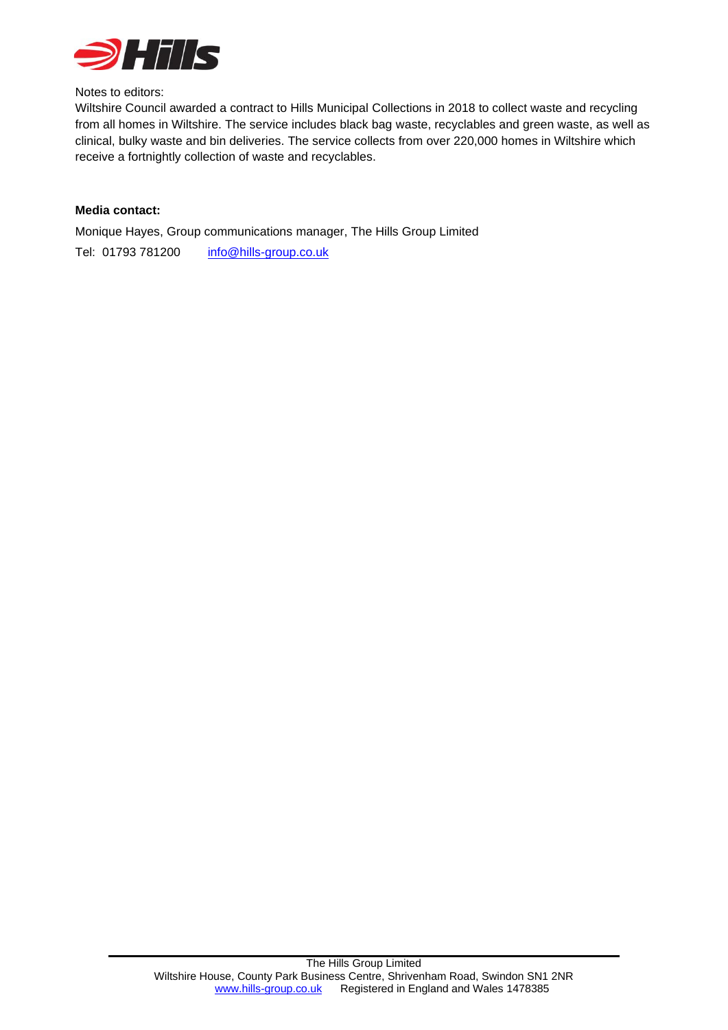Notes to editors:

Wiltshire Council awarded a contract to Hills Municipal Collections in 2018 to collect waste and recycling from all homes in Wiltshire. The service includes black bag waste, recyclables and green waste, as well as clinical, bulky waste and bin deliveries. The service collects from over 220,000 homes in Wiltshire which receive a fortnightly collection of waste and recyclables.

**Media contact:**

Monique Hayes, Group communications manager, The Hills Group Limited

Tel: 01793 781200 info@hills-group.co.uk

The Hills Group Limited
Wiltshire House, County Park Business Centre, Shrivenham Road, Swindon SN1 2NR
www.hills-group.co.uk Registered in England and Wales 1478385